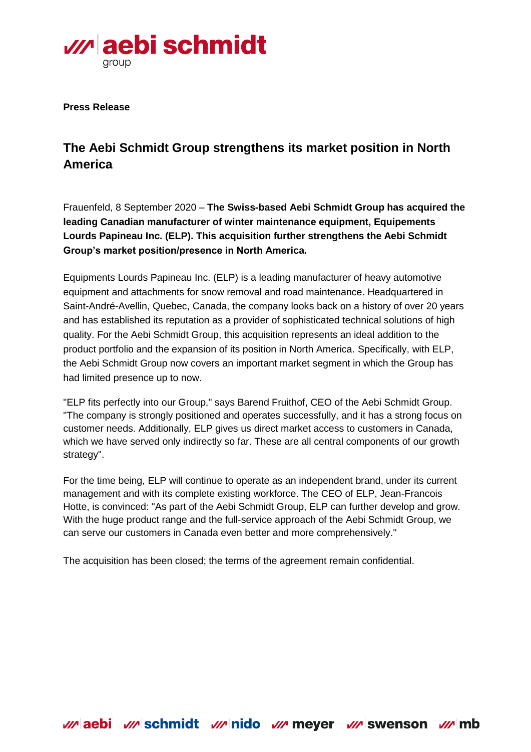**Press Release**

# The Aebi Schmidt Group strengthens its market position in North America

Frauenfeld, 8 September 2020 – **The Swiss-based Aebi Schmidt Group has acquired the leading Canadian manufacturer of winter maintenance equipment, Equipements Lourds Papineau Inc. (ELP). This acquisition further strengthens the Aebi Schmidt Group's market position/presence in North America.**

Equipments Lourds Papineau Inc. (ELP) is a leading manufacturer of heavy automotive equipment and attachments for snow removal and road maintenance. Headquartered in Saint-André-Avellin, Quebec, Canada, the company looks back on a history of over 20 years and has established its reputation as a provider of sophisticated technical solutions of high quality. For the Aebi Schmidt Group, this acquisition represents an ideal addition to the product portfolio and the expansion of its position in North America. Specifically, with ELP, the Aebi Schmidt Group now covers an important market segment in which the Group has had limited presence up to now.

"ELP fits perfectly into our Group," says Barend Fruithof, CEO of the Aebi Schmidt Group. "The company is strongly positioned and operates successfully, and it has a strong focus on customer needs. Additionally, ELP gives us direct market access to customers in Canada, which we have served only indirectly so far. These are all central components of our growth strategy".

For the time being, ELP will continue to operate as an independent brand, under its current management and with its complete existing workforce. The CEO of ELP, Jean-Francois Hotte, is convinced: "As part of the Aebi Schmidt Group, ELP can further develop and grow. With the huge product range and the full-service approach of the Aebi Schmidt Group, we can serve our customers in Canada even better and more comprehensively."

The acquisition has been closed; the terms of the agreement remain confidential.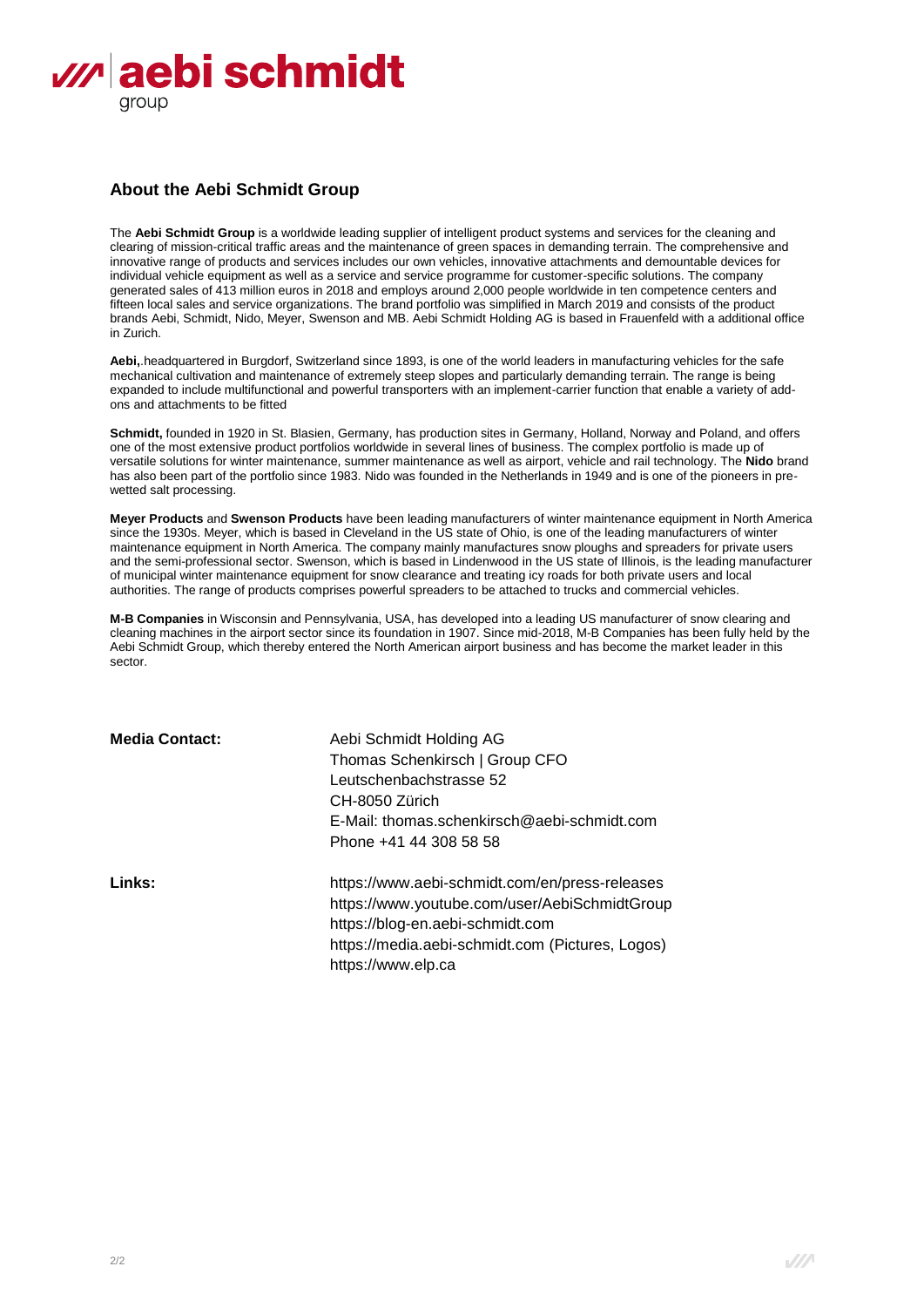## About the Aebi Schmidt Group

The **Aebi Schmidt Group** is a worldwide leading supplier of intelligent product systems and services for the cleaning and clearing of mission-critical traffic areas and the maintenance of green spaces in demanding terrain. The comprehensive and innovative range of products and services includes our own vehicles, innovative attachments and demountable devices for individual vehicle equipment as well as a service and service programme for customer-specific solutions. The company generated sales of 413 million euros in 2018 and employs around 2,000 people worldwide in ten competence centers and fifteen local sales and service organizations. The brand portfolio was simplified in March 2019 and consists of the product brands Aebi, Schmidt, Nido, Meyer, Swenson and MB. Aebi Schmidt Holding AG is based in Frauenfeld with a additional office in Zurich.

**Aebi,**.headquartered in Burgdorf, Switzerland since 1893, is one of the world leaders in manufacturing vehicles for the safe mechanical cultivation and maintenance of extremely steep slopes and particularly demanding terrain. The range is being expanded to include multifunctional and powerful transporters with an implement-carrier function that enable a variety of add-ons and attachments to be fitted

**Schmidt,** founded in 1920 in St. Blasien, Germany, has production sites in Germany, Holland, Norway and Poland, and offers one of the most extensive product portfolios worldwide in several lines of business. The complex portfolio is made up of versatile solutions for winter maintenance, summer maintenance as well as airport, vehicle and rail technology. The **Nido** brand has also been part of the portfolio since 1983. Nido was founded in the Netherlands in 1949 and is one of the pioneers in pre-wetted salt processing.

**Meyer Products** and **Swenson Products** have been leading manufacturers of winter maintenance equipment in North America since the 1930s. Meyer, which is based in Cleveland in the US state of Ohio, is one of the leading manufacturers of winter maintenance equipment in North America. The company mainly manufactures snow ploughs and spreaders for private users and the semi-professional sector. Swenson, which is based in Lindenwood in the US state of Illinois, is the leading manufacturer of municipal winter maintenance equipment for snow clearance and treating icy roads for both private users and local authorities. The range of products comprises powerful spreaders to be attached to trucks and commercial vehicles.

**M-B Companies** in Wisconsin and Pennsylvania, USA, has developed into a leading US manufacturer of snow clearing and cleaning machines in the airport sector since its foundation in 1907. Since mid-2018, M-B Companies has been fully held by the Aebi Schmidt Group, which thereby entered the North American airport business and has become the market leader in this sector.

**Media Contact:**

Aebi Schmidt Holding AG
Thomas Schenkirsch | Group CFO
Leutschenbachstrasse 52
CH-8050 Zürich
E-Mail: thomas.schenkirsch@aebi-schmidt.com
Phone +41 44 308 58 58

**Links:**

https://www.aebi-schmidt.com/en/press-releases
https://www.youtube.com/user/AebiSchmidtGroup
https://blog-en.aebi-schmidt.com
https://media.aebi-schmidt.com (Pictures, Logos)
https://www.elp.ca